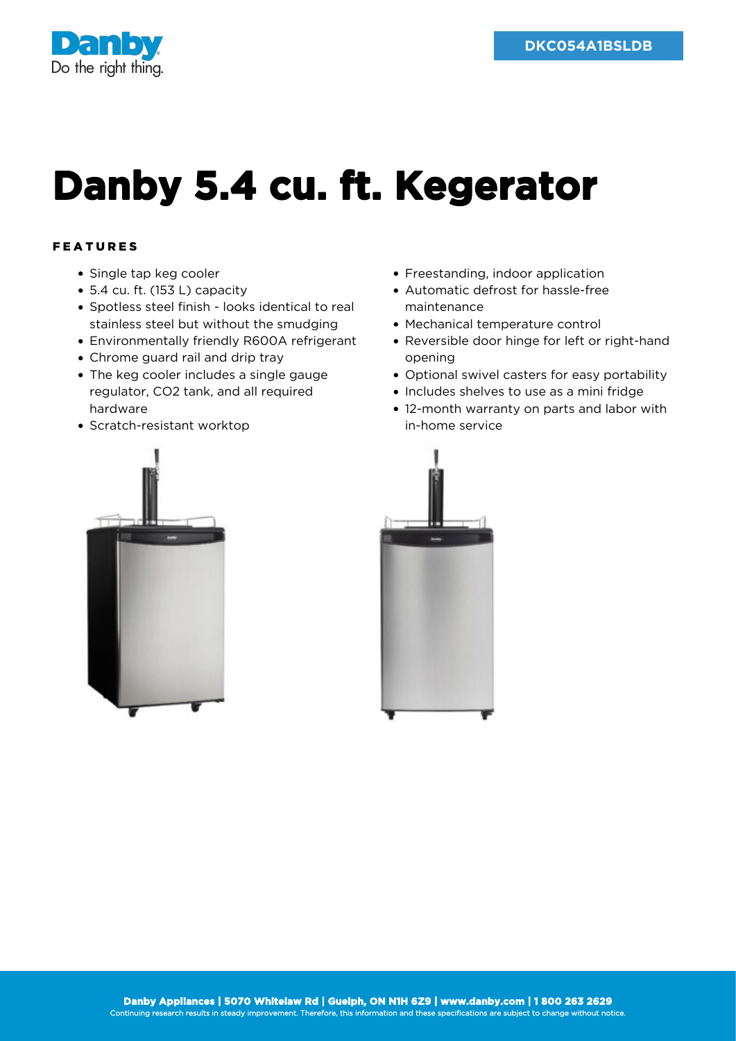DKC054A1BSLDB

# Danby 5.4 cu. ft. Kegerator

## FEATURES

- Single tap keg cooler
- 5.4 cu. ft. (153 L) capacity
- Spotless steel finish - looks identical to real stainless steel but without the smudging
- Environmentally friendly R600A refrigerant
- Chrome guard rail and drip tray
- The keg cooler includes a single gauge regulator, CO2 tank, and all required hardware
- Scratch-resistant worktop
- Freestanding, indoor application
- Automatic defrost for hassle-free maintenance
- Mechanical temperature control
- Reversible door hinge for left or right-hand opening
- Optional swivel casters for easy portability
- Includes shelves to use as a mini fridge
- 12-month warranty on parts and labor with in-home service

**Danby Appliances | 5070 Whitelaw Rd | Guelph, ON N1H 6Z9 | www.danby.com | 1 800 263 2629**
Continuing research results in steady improvement. Therefore, this information and these specifications are subject to change without notice.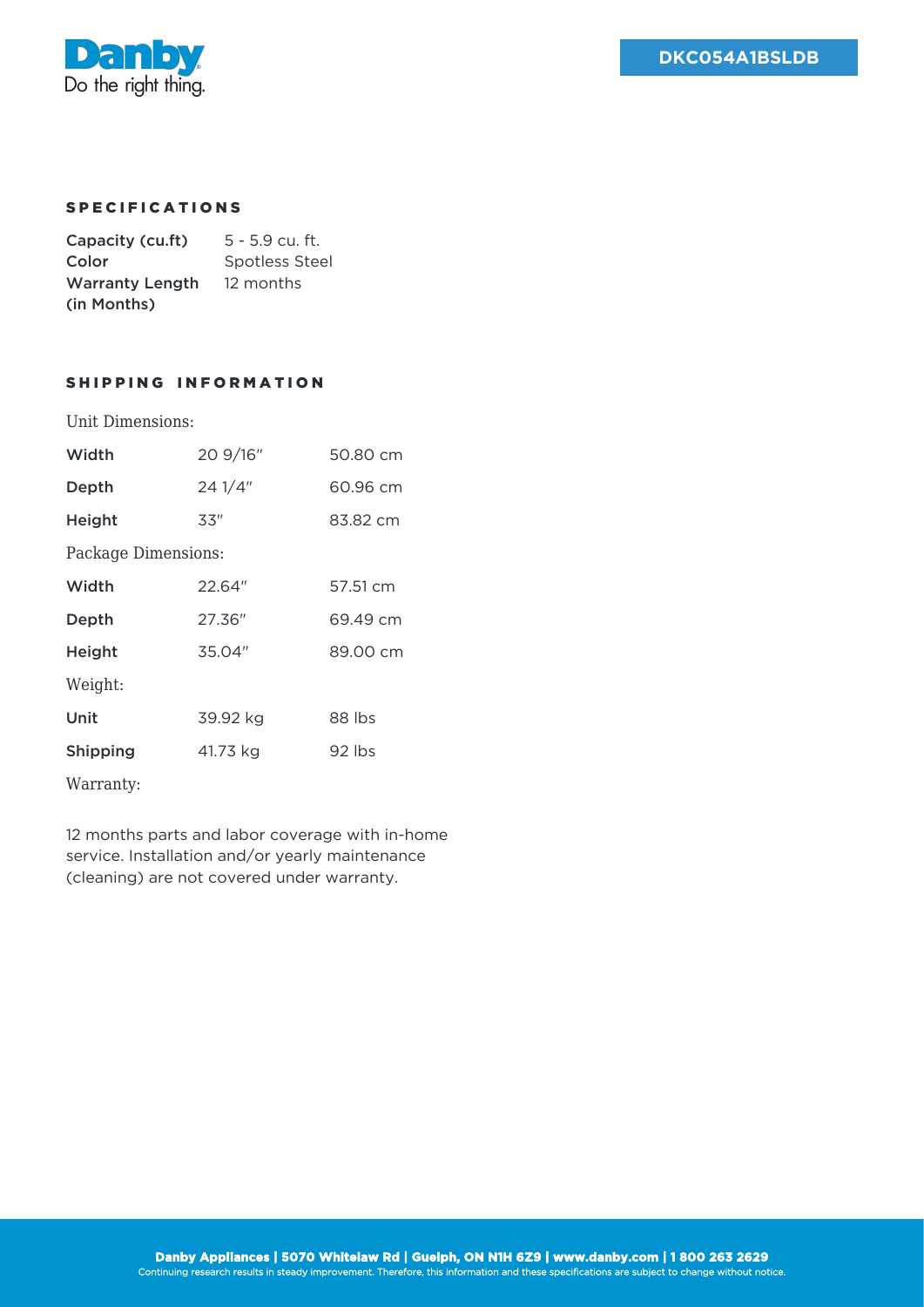Danby
Do the right thing.

**DKC054A1BSLDB**

## SPECIFICATIONS

| | |
|---|---|
| **Capacity (cu.ft)** | 5 - 5.9 cu. ft. |
| **Color** | Spotless Steel |
| **Warranty Length (in Months)** | 12 months |

## SHIPPING INFORMATION

Unit Dimensions:

| | | |
|---|---|---|
| **Width** | 20 9/16″ | 50.80 cm |
| **Depth** | 24 1/4″ | 60.96 cm |
| **Height** | 33″ | 83.82 cm |

Package Dimensions:

| | | |
|---|---|---|
| **Width** | 22.64″ | 57.51 cm |
| **Depth** | 27.36″ | 69.49 cm |
| **Height** | 35.04″ | 89.00 cm |

Weight:

| | | |
|---|---|---|
| **Unit** | 39.92 kg | 88 lbs |
| **Shipping** | 41.73 kg | 92 lbs |

Warranty:

12 months parts and labor coverage with in-home service. Installation and/or yearly maintenance (cleaning) are not covered under warranty.

**Danby Appliances | 5070 Whitelaw Rd | Guelph, ON N1H 6Z9 | www.danby.com | 1 800 263 2629**
Continuing research results in steady improvement. Therefore, this information and these specifications are subject to change without notice.